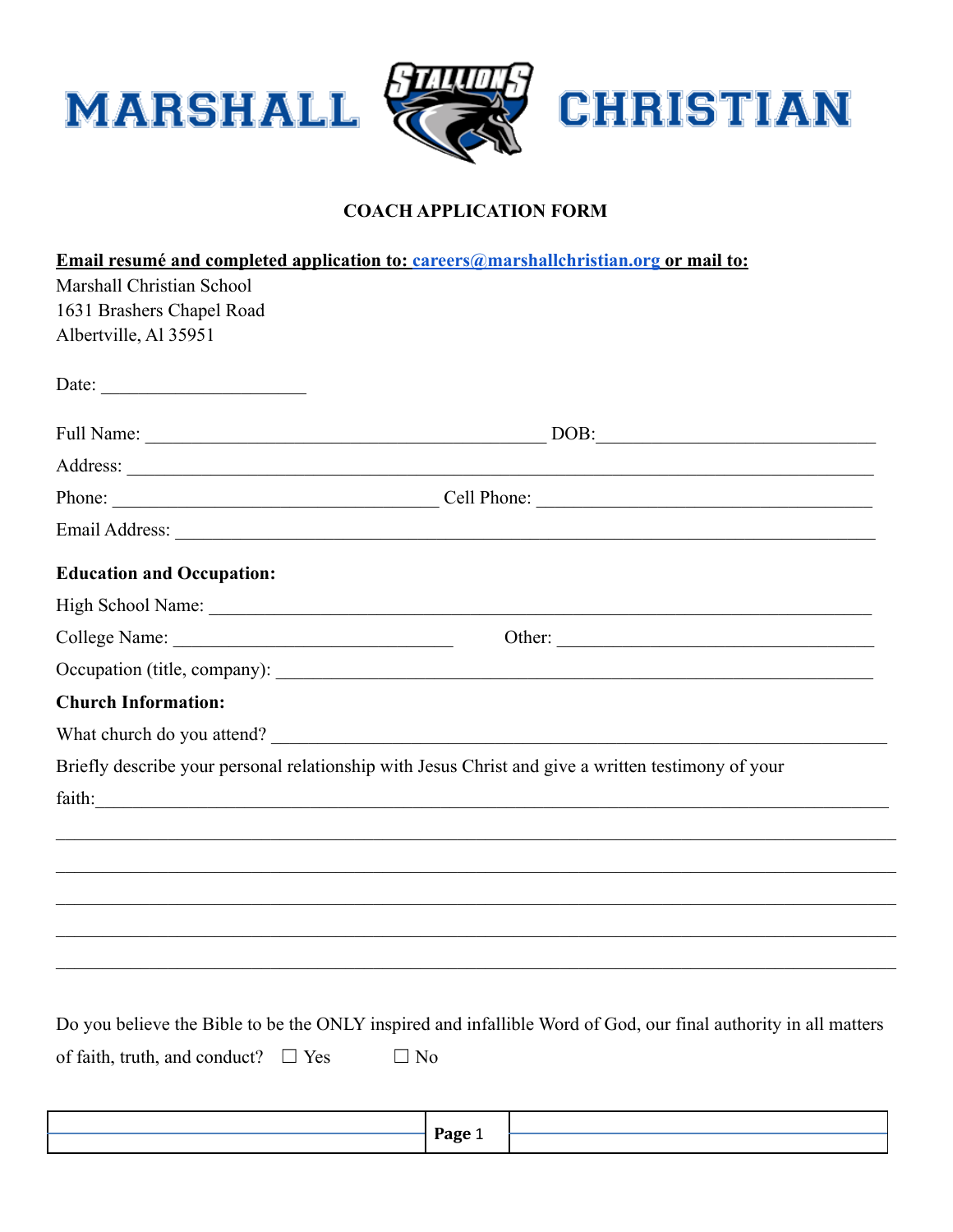MARSHALL STALLIONS CHRISTIAN

**COACH APPLICATION FORM**

**Email resumé and completed application to: careers@marshallchristian.org or mail to:**
Marshall Christian School
1631 Brashers Chapel Road
Albertville, Al 35951

Date: ______________________

Full Name: ____________________________________________ DOB:_______________________________

Address: ___________________________________________________________________________________

Phone: ___________________________________ Cell Phone: _____________________________________

Email Address: _____________________________________________________________________________

**Education and Occupation:**

High School Name: __________________________________________________________________________

College Name: ______________________________ Other: ___________________________________

Occupation (title, company): ________________________________________________________________

**Church Information:**

What church do you attend? _________________________________________________________________

Briefly describe your personal relationship with Jesus Christ and give a written testimony of your faith:___________________________________________________________________________________

______________________________________________________________________________________________

______________________________________________________________________________________________

______________________________________________________________________________________________

______________________________________________________________________________________________

______________________________________________________________________________________________

Do you believe the Bible to be the ONLY inspired and infallible Word of God, our final authority in all matters of faith, truth, and conduct? ☐ Yes ☐ No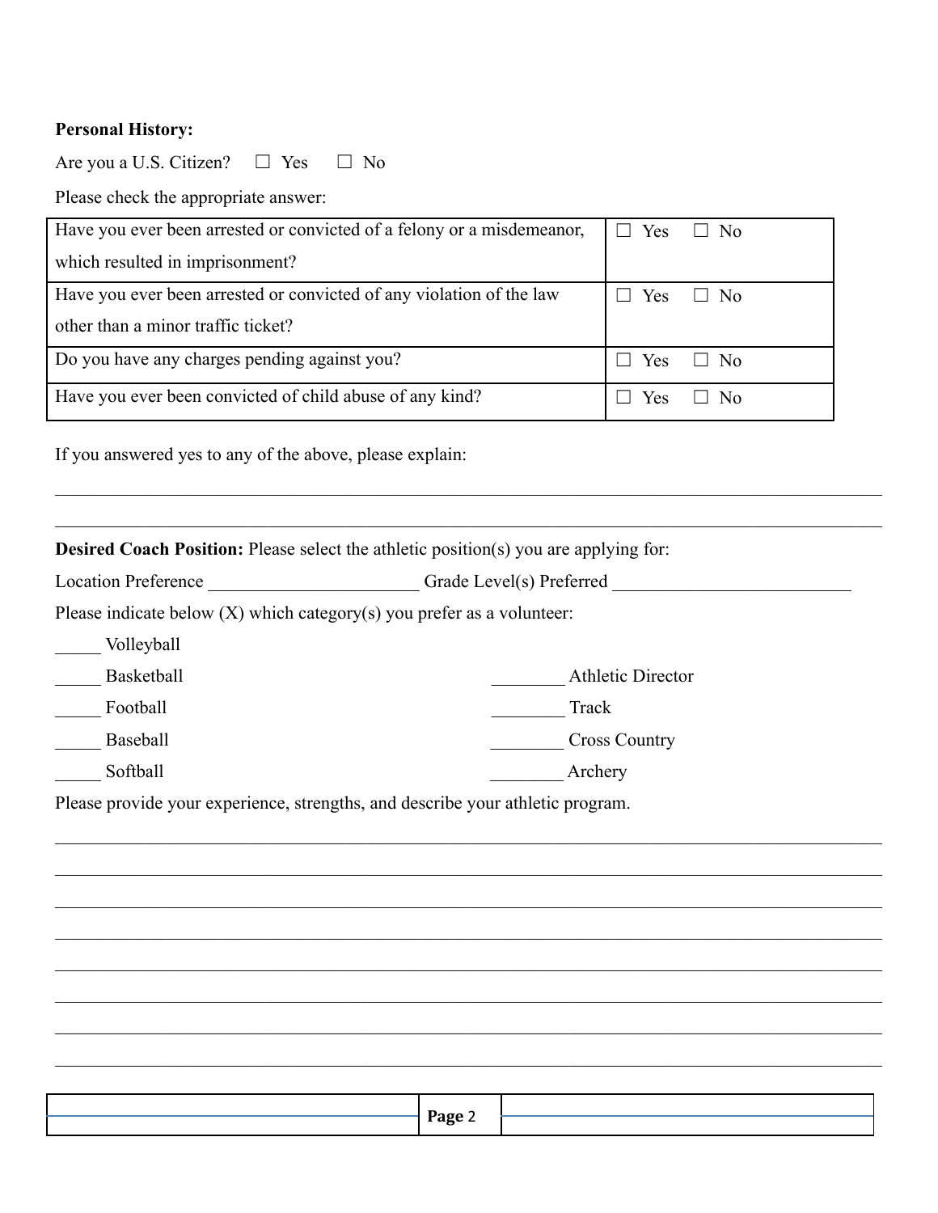**Personal History:**

Are you a U.S. Citizen? ☐ Yes ☐ No

Please check the appropriate answer:

| | |
|---|---|
| Have you ever been arrested or convicted of a felony or a misdemeanor, which resulted in imprisonment? | ☐ Yes ☐ No |
| Have you ever been arrested or convicted of any violation of the law other than a minor traffic ticket? | ☐ Yes ☐ No |
| Do you have any charges pending against you? | ☐ Yes ☐ No |
| Have you ever been convicted of child abuse of any kind? | ☐ Yes ☐ No |

If you answered yes to any of the above, please explain:

______________________________________________________________________________

______________________________________________________________________________

**Desired Coach Position:** Please select the athletic position(s) you are applying for:

Location Preference _______________________ Grade Level(s) Preferred __________________________

Please indicate below (X) which category(s) you prefer as a volunteer:

_____ Volleyball

_____ Basketball

_____ Football

_____ Baseball

_____ Softball

________ Athletic Director

________ Track

________ Cross Country

________ Archery

Please provide your experience, strengths, and describe your athletic program.

______________________________________________________________________________

______________________________________________________________________________

______________________________________________________________________________

______________________________________________________________________________

______________________________________________________________________________

______________________________________________________________________________

______________________________________________________________________________

______________________________________________________________________________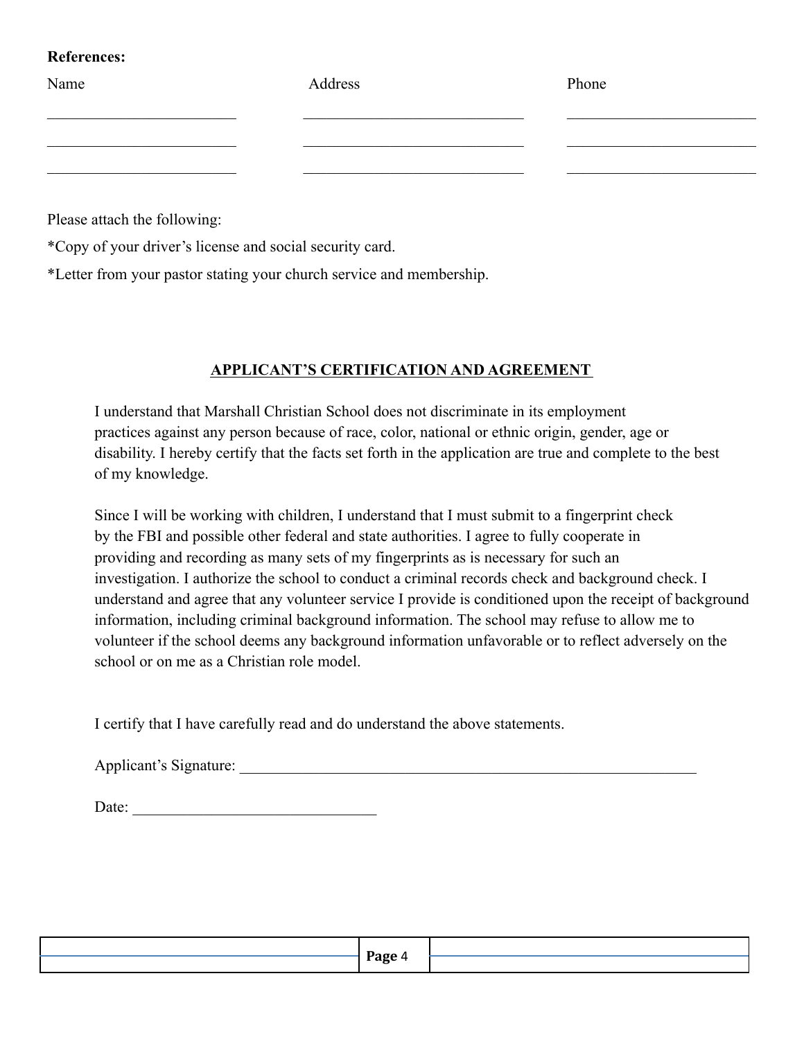**References:**

| Name | Address | Phone |
| --- | --- | --- |
| | | |
| | | |
| | | |

Please attach the following:

*Copy of your driver's license and social security card.

*Letter from your pastor stating your church service and membership.

## APPLICANT'S CERTIFICATION AND AGREEMENT

I understand that Marshall Christian School does not discriminate in its employment practices against any person because of race, color, national or ethnic origin, gender, age or disability. I hereby certify that the facts set forth in the application are true and complete to the best of my knowledge.

Since I will be working with children, I understand that I must submit to a fingerprint check by the FBI and possible other federal and state authorities. I agree to fully cooperate in providing and recording as many sets of my fingerprints as is necessary for such an investigation. I authorize the school to conduct a criminal records check and background check. I understand and agree that any volunteer service I provide is conditioned upon the receipt of background information, including criminal background information. The school may refuse to allow me to volunteer if the school deems any background information unfavorable or to reflect adversely on the school or on me as a Christian role model.

I certify that I have carefully read and do understand the above statements.

Applicant's Signature: ____________________________________________________________

Date: ______________________________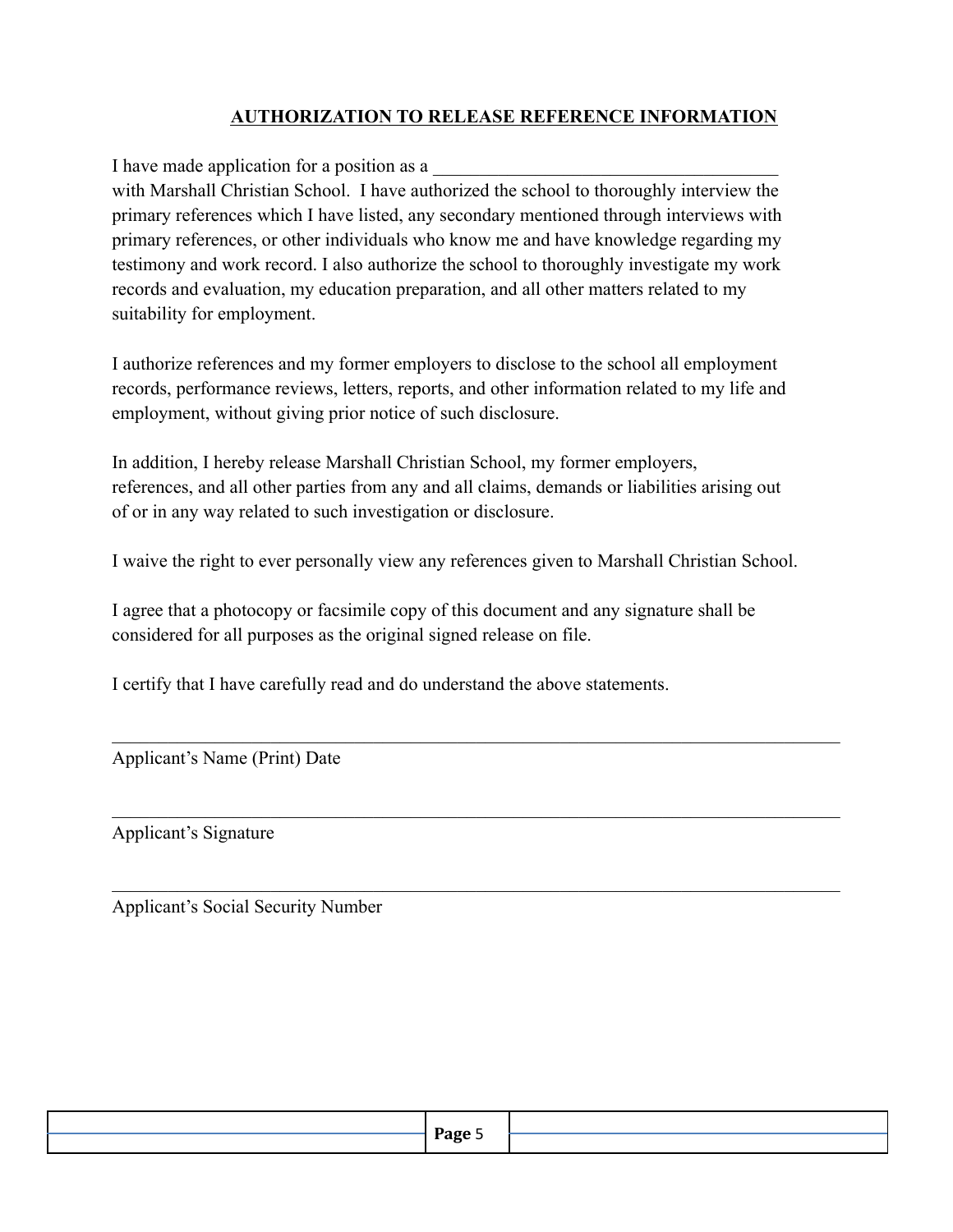**AUTHORIZATION TO RELEASE REFERENCE INFORMATION**

I have made application for a position as a ______________________________________ with Marshall Christian School. I have authorized the school to thoroughly interview the primary references which I have listed, any secondary mentioned through interviews with primary references, or other individuals who know me and have knowledge regarding my testimony and work record. I also authorize the school to thoroughly investigate my work records and evaluation, my education preparation, and all other matters related to my suitability for employment.

I authorize references and my former employers to disclose to the school all employment records, performance reviews, letters, reports, and other information related to my life and employment, without giving prior notice of such disclosure.

In addition, I hereby release Marshall Christian School, my former employers, references, and all other parties from any and all claims, demands or liabilities arising out of or in any way related to such investigation or disclosure.

I waive the right to ever personally view any references given to Marshall Christian School.

I agree that a photocopy or facsimile copy of this document and any signature shall be considered for all purposes as the original signed release on file.

I certify that I have carefully read and do understand the above statements.

________________________________________________________________________________

Applicant's Name (Print) Date

________________________________________________________________________________

Applicant's Signature

________________________________________________________________________________

Applicant's Social Security Number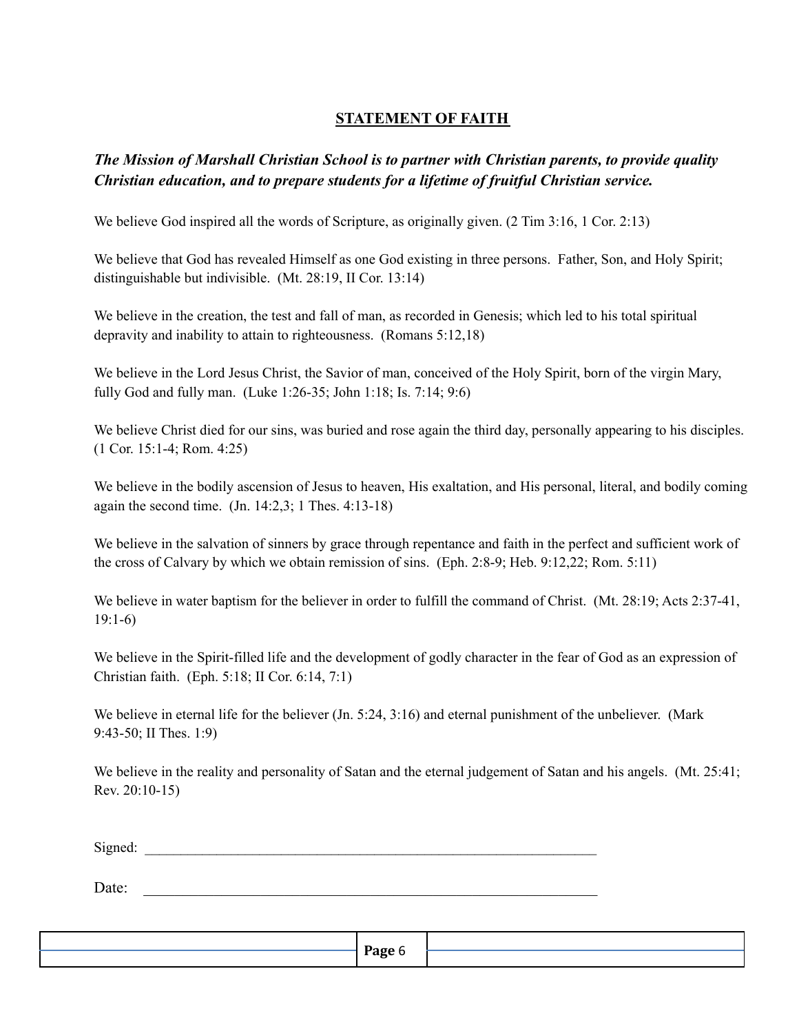# STATEMENT OF FAITH

***The Mission of Marshall Christian School is to partner with Christian parents, to provide quality Christian education, and to prepare students for a lifetime of fruitful Christian service.***

We believe God inspired all the words of Scripture, as originally given. (2 Tim 3:16, 1 Cor. 2:13)

We believe that God has revealed Himself as one God existing in three persons. Father, Son, and Holy Spirit; distinguishable but indivisible. (Mt. 28:19, II Cor. 13:14)

We believe in the creation, the test and fall of man, as recorded in Genesis; which led to his total spiritual depravity and inability to attain to righteousness. (Romans 5:12,18)

We believe in the Lord Jesus Christ, the Savior of man, conceived of the Holy Spirit, born of the virgin Mary, fully God and fully man. (Luke 1:26-35; John 1:18; Is. 7:14; 9:6)

We believe Christ died for our sins, was buried and rose again the third day, personally appearing to his disciples. (1 Cor. 15:1-4; Rom. 4:25)

We believe in the bodily ascension of Jesus to heaven, His exaltation, and His personal, literal, and bodily coming again the second time. (Jn. 14:2,3; 1 Thes. 4:13-18)

We believe in the salvation of sinners by grace through repentance and faith in the perfect and sufficient work of the cross of Calvary by which we obtain remission of sins. (Eph. 2:8-9; Heb. 9:12,22; Rom. 5:11)

We believe in water baptism for the believer in order to fulfill the command of Christ. (Mt. 28:19; Acts 2:37-41, 19:1-6)

We believe in the Spirit-filled life and the development of godly character in the fear of God as an expression of Christian faith. (Eph. 5:18; II Cor. 6:14, 7:1)

We believe in eternal life for the believer (Jn. 5:24, 3:16) and eternal punishment of the unbeliever. (Mark 9:43-50; II Thes. 1:9)

We believe in the reality and personality of Satan and the eternal judgement of Satan and his angels. (Mt. 25:41; Rev. 20:10-15)

Signed: \_\_\_\_\_\_\_\_\_\_\_\_\_\_\_\_\_\_\_\_\_\_\_\_\_\_\_\_\_\_\_\_\_\_\_\_\_\_\_\_\_\_\_\_\_\_\_\_\_\_\_\_\_\_\_\_\_\_\_\_

Date: \_\_\_\_\_\_\_\_\_\_\_\_\_\_\_\_\_\_\_\_\_\_\_\_\_\_\_\_\_\_\_\_\_\_\_\_\_\_\_\_\_\_\_\_\_\_\_\_\_\_\_\_\_\_\_\_\_\_\_\_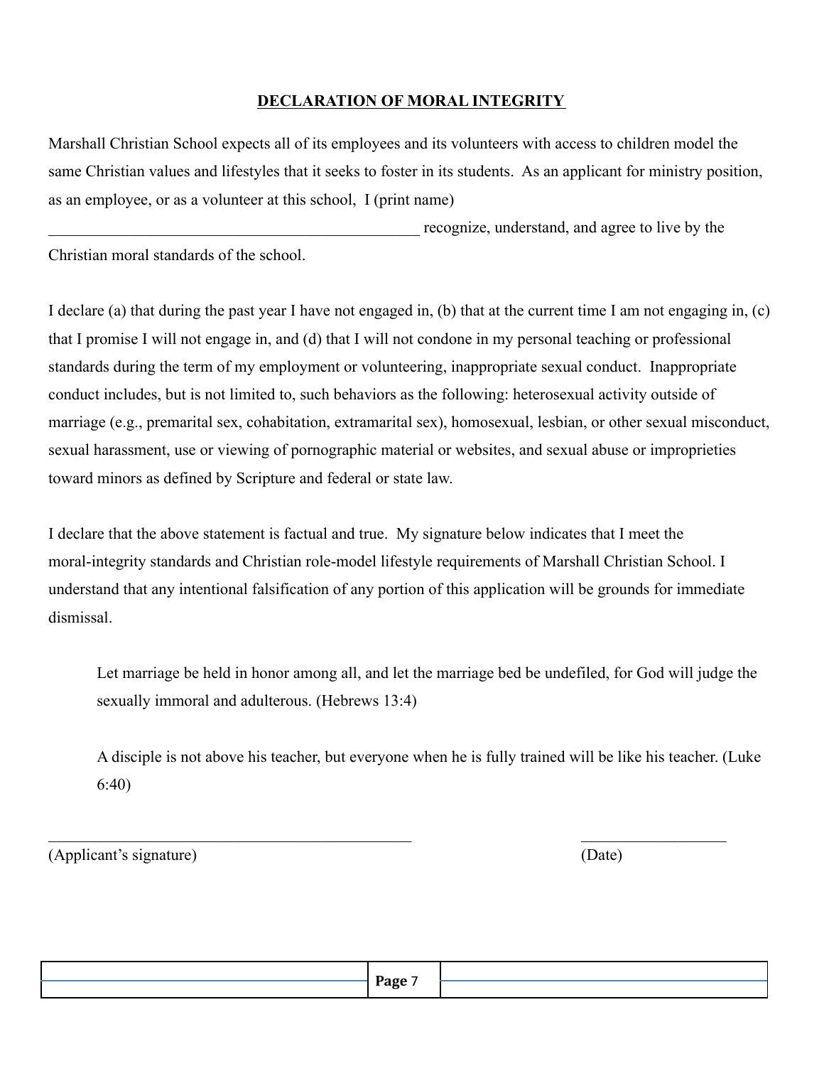## DECLARATION OF MORAL INTEGRITY

Marshall Christian School expects all of its employees and its volunteers with access to children model the same Christian values and lifestyles that it seeks to foster in its students. As an applicant for ministry position, as an employee, or as a volunteer at this school, I (print name) _______________________________________________ recognize, understand, and agree to live by the Christian moral standards of the school.

I declare (a) that during the past year I have not engaged in, (b) that at the current time I am not engaging in, (c) that I promise I will not engage in, and (d) that I will not condone in my personal teaching or professional standards during the term of my employment or volunteering, inappropriate sexual conduct. Inappropriate conduct includes, but is not limited to, such behaviors as the following: heterosexual activity outside of marriage (e.g., premarital sex, cohabitation, extramarital sex), homosexual, lesbian, or other sexual misconduct, sexual harassment, use or viewing of pornographic material or websites, and sexual abuse or improprieties toward minors as defined by Scripture and federal or state law.

I declare that the above statement is factual and true. My signature below indicates that I meet the moral-integrity standards and Christian role-model lifestyle requirements of Marshall Christian School. I understand that any intentional falsification of any portion of this application will be grounds for immediate dismissal.

> Let marriage be held in honor among all, and let the marriage bed be undefiled, for God will judge the sexually immoral and adulterous. (Hebrews 13:4)
>
> A disciple is not above his teacher, but everyone when he is fully trained will be like his teacher. (Luke 6:40)

_______________________________________________ __________________

(Applicant's signature) (Date)